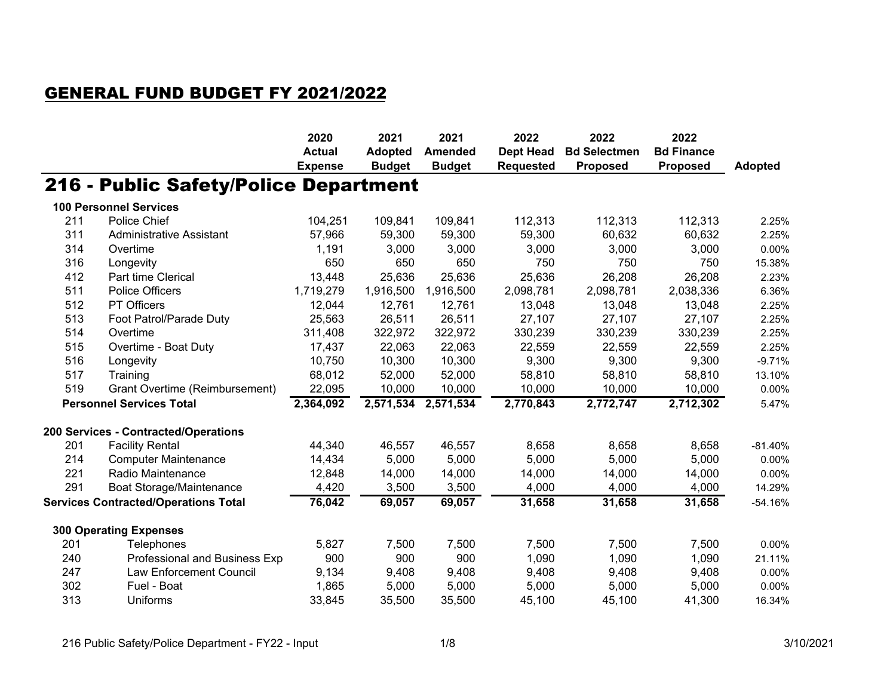# GENERAL FUND BUDGET FY 2021/2022

## 216 - Public Safety/Police Department

| | | 2020 Actual Expense | 2021 Adopted Budget | 2021 Amended Budget | 2022 Dept Head Requested | 2022 Bd Selectmen Proposed | 2022 Bd Finance Proposed | Adopted |
|---|---|---|---|---|---|---|---|---|
| **100 Personnel Services** | | | | | | | | |
| 211 | Police Chief | 104,251 | 109,841 | 109,841 | 112,313 | 112,313 | 112,313 | 2.25% |
| 311 | Administrative Assistant | 57,966 | 59,300 | 59,300 | 59,300 | 60,632 | 60,632 | 2.25% |
| 314 | Overtime | 1,191 | 3,000 | 3,000 | 3,000 | 3,000 | 3,000 | 0.00% |
| 316 | Longevity | 650 | 650 | 650 | 750 | 750 | 750 | 15.38% |
| 412 | Part time Clerical | 13,448 | 25,636 | 25,636 | 25,636 | 26,208 | 26,208 | 2.23% |
| 511 | Police Officers | 1,719,279 | 1,916,500 | 1,916,500 | 2,098,781 | 2,098,781 | 2,038,336 | 6.36% |
| 512 | PT Officers | 12,044 | 12,761 | 12,761 | 13,048 | 13,048 | 13,048 | 2.25% |
| 513 | Foot Patrol/Parade Duty | 25,563 | 26,511 | 26,511 | 27,107 | 27,107 | 27,107 | 2.25% |
| 514 | Overtime | 311,408 | 322,972 | 322,972 | 330,239 | 330,239 | 330,239 | 2.25% |
| 515 | Overtime - Boat Duty | 17,437 | 22,063 | 22,063 | 22,559 | 22,559 | 22,559 | 2.25% |
| 516 | Longevity | 10,750 | 10,300 | 10,300 | 9,300 | 9,300 | 9,300 | -9.71% |
| 517 | Training | 68,012 | 52,000 | 52,000 | 58,810 | 58,810 | 58,810 | 13.10% |
| 519 | Grant Overtime (Reimbursement) | 22,095 | 10,000 | 10,000 | 10,000 | 10,000 | 10,000 | 0.00% |
| **Personnel Services Total** | | **2,364,092** | **2,571,534** | **2,571,534** | **2,770,843** | **2,772,747** | **2,712,302** | 5.47% |
| **200 Services - Contracted/Operations** | | | | | | | | |
| 201 | Facility Rental | 44,340 | 46,557 | 46,557 | 8,658 | 8,658 | 8,658 | -81.40% |
| 214 | Computer Maintenance | 14,434 | 5,000 | 5,000 | 5,000 | 5,000 | 5,000 | 0.00% |
| 221 | Radio Maintenance | 12,848 | 14,000 | 14,000 | 14,000 | 14,000 | 14,000 | 0.00% |
| 291 | Boat Storage/Maintenance | 4,420 | 3,500 | 3,500 | 4,000 | 4,000 | 4,000 | 14.29% |
| **Services Contracted/Operations Total** | | **76,042** | **69,057** | **69,057** | **31,658** | **31,658** | **31,658** | -54.16% |
| **300 Operating Expenses** | | | | | | | | |
| 201 | Telephones | 5,827 | 7,500 | 7,500 | 7,500 | 7,500 | 7,500 | 0.00% |
| 240 | Professional and Business Exp | 900 | 900 | 900 | 1,090 | 1,090 | 1,090 | 21.11% |
| 247 | Law Enforcement Council | 9,134 | 9,408 | 9,408 | 9,408 | 9,408 | 9,408 | 0.00% |
| 302 | Fuel - Boat | 1,865 | 5,000 | 5,000 | 5,000 | 5,000 | 5,000 | 0.00% |
| 313 | Uniforms | 33,845 | 35,500 | 35,500 | 45,100 | 45,100 | 41,300 | 16.34% |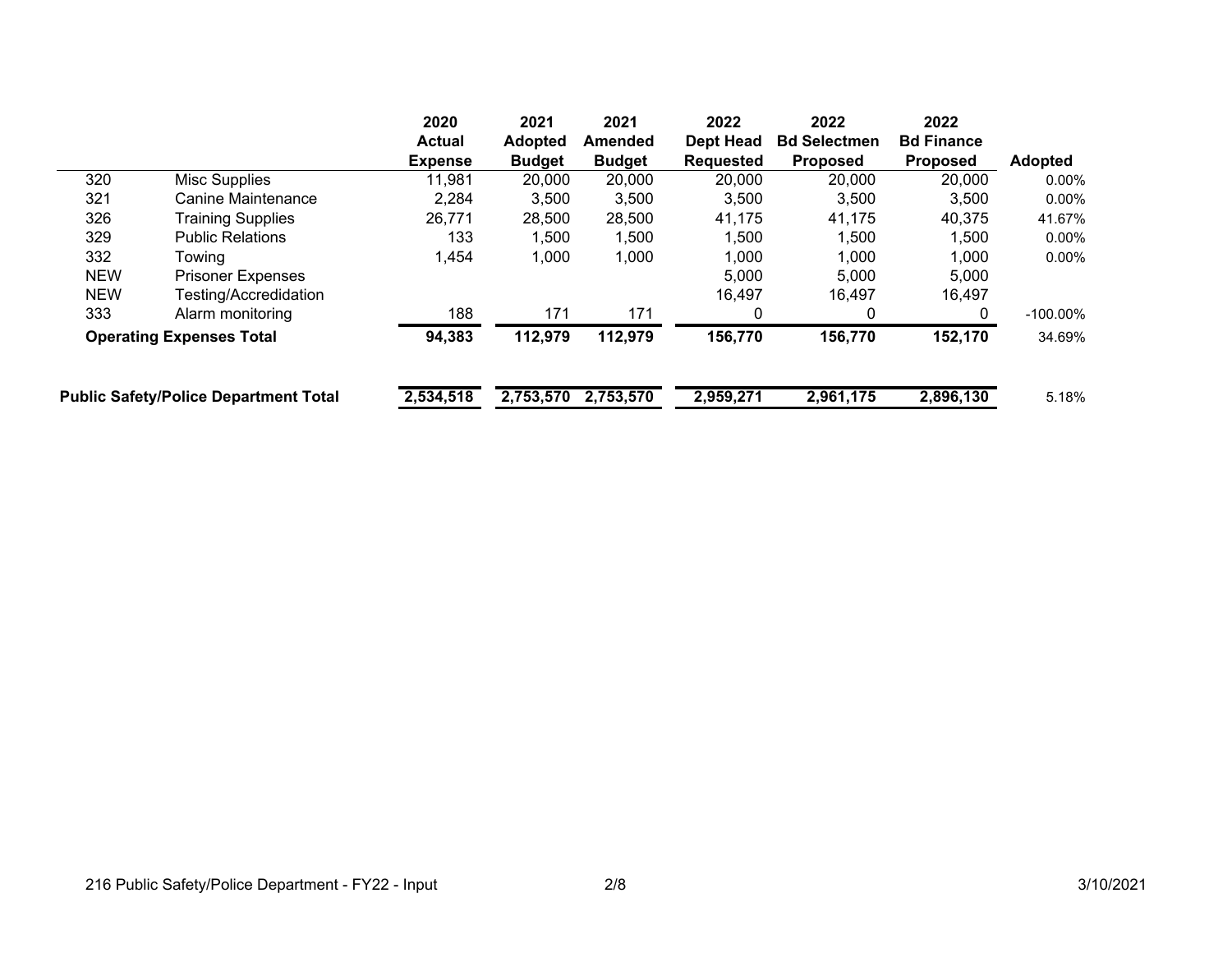| | | 2020 Actual Expense | 2021 Adopted Budget | 2021 Amended Budget | 2022 Dept Head Requested | 2022 Bd Selectmen Proposed | 2022 Bd Finance Proposed | Adopted |
|---|---|---|---|---|---|---|---|---|
| 320 | Misc Supplies | 11,981 | 20,000 | 20,000 | 20,000 | 20,000 | 20,000 | 0.00% |
| 321 | Canine Maintenance | 2,284 | 3,500 | 3,500 | 3,500 | 3,500 | 3,500 | 0.00% |
| 326 | Training Supplies | 26,771 | 28,500 | 28,500 | 41,175 | 41,175 | 40,375 | 41.67% |
| 329 | Public Relations | 133 | 1,500 | 1,500 | 1,500 | 1,500 | 1,500 | 0.00% |
| 332 | Towing | 1,454 | 1,000 | 1,000 | 1,000 | 1,000 | 1,000 | 0.00% |
| NEW | Prisoner Expenses | | | | 5,000 | 5,000 | 5,000 | |
| NEW | Testing/Accredidation | | | | 16,497 | 16,497 | 16,497 | |
| 333 | Alarm monitoring | 188 | 171 | 171 | 0 | 0 | 0 | -100.00% |
| **Operating Expenses Total** | | **94,383** | **112,979** | **112,979** | **156,770** | **156,770** | **152,170** | 34.69% |
| **Public Safety/Police Department Total** | | **2,534,518** | **2,753,570** | **2,753,570** | **2,959,271** | **2,961,175** | **2,896,130** | 5.18% |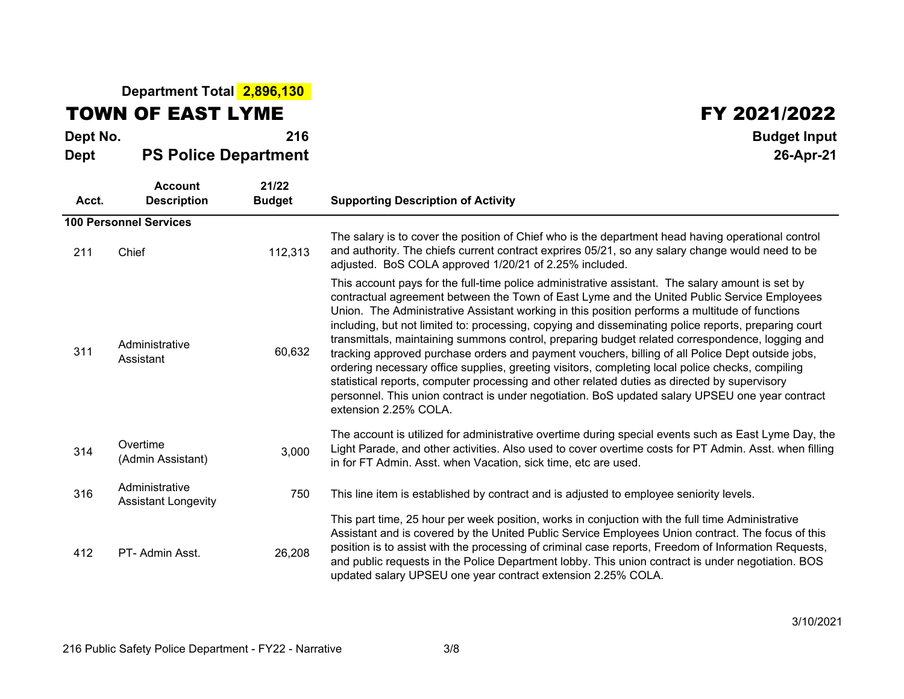**Department Total** **2,896,130**

# TOWN OF EAST LYME

# FY 2021/2022

**Dept No.** **216**

**Dept** **PS Police Department**

**Budget Input**

**26-Apr-21**

| Acct. | Account Description | 21/22 Budget | Supporting Description of Activity |
|---|---|---|---|
| **100 Personnel Services** | | | |
| 211 | Chief | 112,313 | The salary is to cover the position of Chief who is the department head having operational control and authority. The chiefs current contract exprires 05/21, so any salary change would need to be adjusted. BoS COLA approved 1/20/21 of 2.25% included. |
| 311 | Administrative Assistant | 60,632 | This account pays for the full-time police administrative assistant. The salary amount is set by contractual agreement between the Town of East Lyme and the United Public Service Employees Union. The Administrative Assistant working in this position performs a multitude of functions including, but not limited to: processing, copying and disseminating police reports, preparing court transmittals, maintaining summons control, preparing budget related correspondence, logging and tracking approved purchase orders and payment vouchers, billing of all Police Dept outside jobs, ordering necessary office supplies, greeting visitors, completing local police checks, compiling statistical reports, computer processing and other related duties as directed by supervisory personnel. This union contract is under negotiation. BoS updated salary UPSEU one year contract extension 2.25% COLA. |
| 314 | Overtime (Admin Assistant) | 3,000 | The account is utilized for administrative overtime during special events such as East Lyme Day, the Light Parade, and other activities. Also used to cover overtime costs for PT Admin. Asst. when filling in for FT Admin. Asst. when Vacation, sick time, etc are used. |
| 316 | Administrative Assistant Longevity | 750 | This line item is established by contract and is adjusted to employee seniority levels. |
| 412 | PT- Admin Asst. | 26,208 | This part time, 25 hour per week position, works in conjuction with the full time Administrative Assistant and is covered by the United Public Service Employees Union contract. The focus of this position is to assist with the processing of criminal case reports, Freedom of Information Requests, and public requests in the Police Department lobby. This union contract is under negotiation. BOS updated salary UPSEU one year contract extension 2.25% COLA. |

3/10/2021

216 Public Safety Police Department - FY22 - Narrative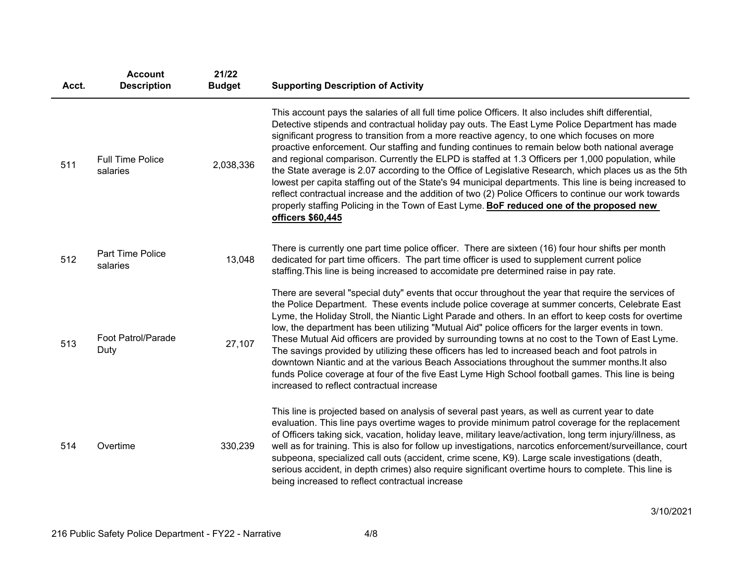| Acct. | Account Description | 21/22 Budget | Supporting Description of Activity |
|---|---|---|---|
| 511 | Full Time Police salaries | 2,038,336 | This account pays the salaries of all full time police Officers. It also includes shift differential, Detective stipends and contractual holiday pay outs. The East Lyme Police Department has made significant progress to transition from a more reactive agency, to one which focuses on more proactive enforcement. Our staffing and funding continues to remain below both national average and regional comparison. Currently the ELPD is staffed at 1.3 Officers per 1,000 population, while the State average is 2.07 according to the Office of Legislative Research, which places us as the 5th lowest per capita staffing out of the State's 94 municipal departments. This line is being increased to reflect contractual increase and the addition of two (2) Police Officers to continue our work towards properly staffing Policing in the Town of East Lyme. **BoF reduced one of the proposed new officers $60,445** |
| 512 | Part Time Police salaries | 13,048 | There is currently one part time police officer. There are sixteen (16) four hour shifts per month dedicated for part time officers. The part time officer is used to supplement current police staffing.This line is being increased to accomidate pre determined raise in pay rate. |
| 513 | Foot Patrol/Parade Duty | 27,107 | There are several "special duty" events that occur throughout the year that require the services of the Police Department. These events include police coverage at summer concerts, Celebrate East Lyme, the Holiday Stroll, the Niantic Light Parade and others. In an effort to keep costs for overtime low, the department has been utilizing "Mutual Aid" police officers for the larger events in town. These Mutual Aid officers are provided by surrounding towns at no cost to the Town of East Lyme. The savings provided by utilizing these officers has led to increased beach and foot patrols in downtown Niantic and at the various Beach Associations throughout the summer months.It also funds Police coverage at four of the five East Lyme High School football games. This line is being increased to reflect contractual increase |
| 514 | Overtime | 330,239 | This line is projected based on analysis of several past years, as well as current year to date evaluation. This line pays overtime wages to provide minimum patrol coverage for the replacement of Officers taking sick, vacation, holiday leave, military leave/activation, long term injury/illness, as well as for training. This is also for follow up investigations, narcotics enforcement/surveillance, court subpeona, specialized call outs (accident, crime scene, K9). Large scale investigations (death, serious accident, in depth crimes) also require significant overtime hours to complete. This line is being increased to reflect contractual increase |

3/10/2021

216 Public Safety Police Department - FY22 - Narrative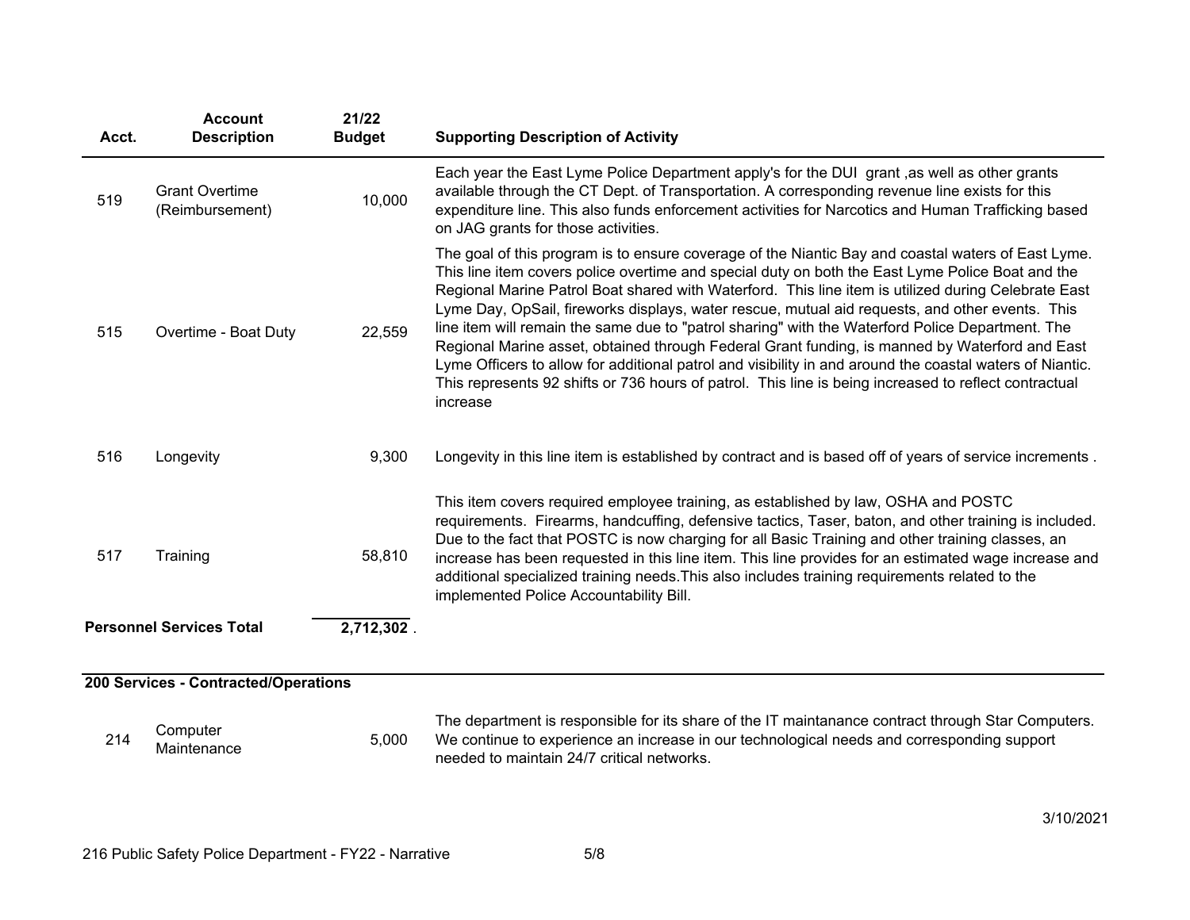| Acct. | Account Description | 21/22 Budget | Supporting Description of Activity |
|---|---|---|---|
| 519 | Grant Overtime (Reimbursement) | 10,000 | Each year the East Lyme Police Department apply's for the DUI grant ,as well as other grants available through the CT Dept. of Transportation. A corresponding revenue line exists for this expenditure line. This also funds enforcement activities for Narcotics and Human Trafficking based on JAG grants for those activities. |
| 515 | Overtime - Boat Duty | 22,559 | The goal of this program is to ensure coverage of the Niantic Bay and coastal waters of East Lyme. This line item covers police overtime and special duty on both the East Lyme Police Boat and the Regional Marine Patrol Boat shared with Waterford. This line item is utilized during Celebrate East Lyme Day, OpSail, fireworks displays, water rescue, mutual aid requests, and other events. This line item will remain the same due to "patrol sharing" with the Waterford Police Department. The Regional Marine asset, obtained through Federal Grant funding, is manned by Waterford and East Lyme Officers to allow for additional patrol and visibility in and around the coastal waters of Niantic. This represents 92 shifts or 736 hours of patrol. This line is being increased to reflect contractual increase |
| 516 | Longevity | 9,300 | Longevity in this line item is established by contract and is based off of years of service increments . |
| 517 | Training | 58,810 | This item covers required employee training, as established by law, OSHA and POSTC requirements. Firearms, handcuffing, defensive tactics, Taser, baton, and other training is included. Due to the fact that POSTC is now charging for all Basic Training and other training classes, an increase has been requested in this line item. This line provides for an estimated wage increase and additional specialized training needs.This also includes training requirements related to the implemented Police Accountability Bill. |
| **Personnel Services Total** | | **2,712,302** . | |

**200 Services - Contracted/Operations**

| Acct. | Account Description | 21/22 Budget | Supporting Description of Activity |
|---|---|---|---|
| 214 | Computer Maintenance | 5,000 | The department is responsible for its share of the IT maintanance contract through Star Computers. We continue to experience an increase in our technological needs and corresponding support needed to maintain 24/7 critical networks. |

3/10/2021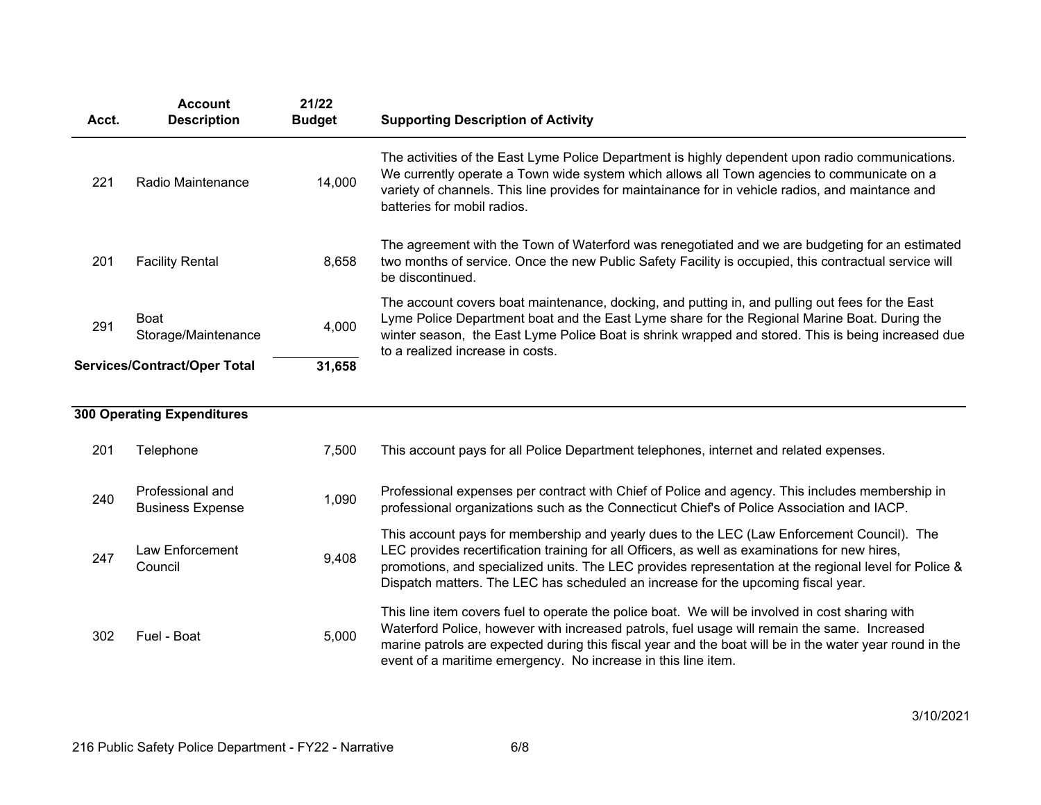| Acct. | Account Description | 21/22 Budget | Supporting Description of Activity |
|---|---|---|---|
| 221 | Radio Maintenance | 14,000 | The activities of the East Lyme Police Department is highly dependent upon radio communications. We currently operate a Town wide system which allows all Town agencies to communicate on a variety of channels. This line provides for maintainance for in vehicle radios, and maintance and batteries for mobil radios. |
| 201 | Facility Rental | 8,658 | The agreement with the Town of Waterford was renegotiated and we are budgeting for an estimated two months of service. Once the new Public Safety Facility is occupied, this contractual service will be discontinued. |
| 291 | Boat Storage/Maintenance | 4,000 | The account covers boat maintenance, docking, and putting in, and pulling out fees for the East Lyme Police Department boat and the East Lyme share for the Regional Marine Boat. During the winter season, the East Lyme Police Boat is shrink wrapped and stored. This is being increased due to a realized increase in costs. |
| **Services/Contract/Oper Total** | | **31,658** | |

| Acct. | Account Description | 21/22 Budget | Supporting Description of Activity |
|---|---|---|---|
| **300 Operating Expenditures** | | | |
| 201 | Telephone | 7,500 | This account pays for all Police Department telephones, internet and related expenses. |
| 240 | Professional and Business Expense | 1,090 | Professional expenses per contract with Chief of Police and agency. This includes membership in professional organizations such as the Connecticut Chief's of Police Association and IACP. |
| 247 | Law Enforcement Council | 9,408 | This account pays for membership and yearly dues to the LEC (Law Enforcement Council). The LEC provides recertification training for all Officers, as well as examinations for new hires, promotions, and specialized units. The LEC provides representation at the regional level for Police & Dispatch matters. The LEC has scheduled an increase for the upcoming fiscal year. |
| 302 | Fuel - Boat | 5,000 | This line item covers fuel to operate the police boat. We will be involved in cost sharing with Waterford Police, however with increased patrols, fuel usage will remain the same. Increased marine patrols are expected during this fiscal year and the boat will be in the water year round in the event of a maritime emergency. No increase in this line item. |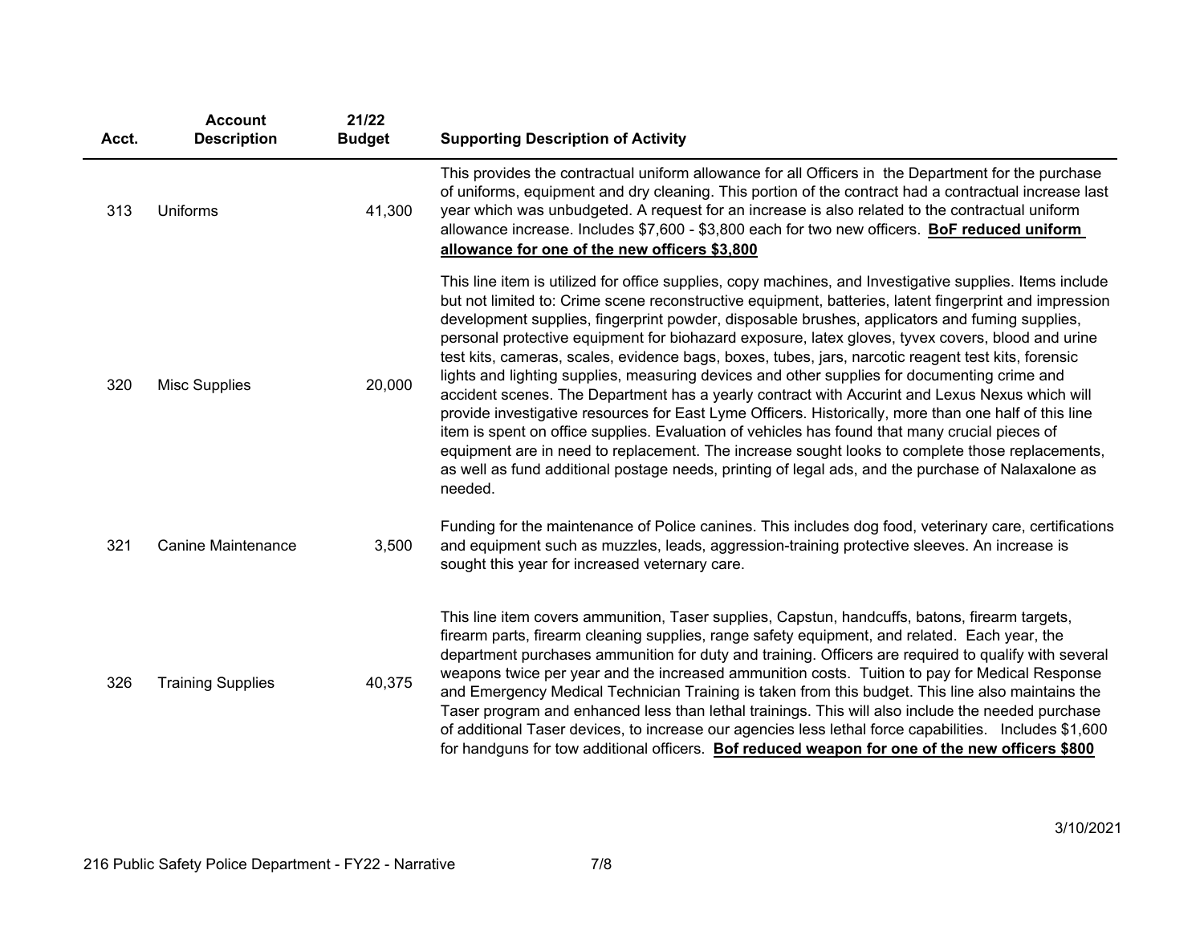| Acct. | Account Description | 21/22 Budget | Supporting Description of Activity |
|---|---|---|---|
| 313 | Uniforms | 41,300 | This provides the contractual uniform allowance for all Officers in the Department for the purchase of uniforms, equipment and dry cleaning. This portion of the contract had a contractual increase last year which was unbudgeted. A request for an increase is also related to the contractual uniform allowance increase. Includes $7,600 - $3,800 each for two new officers. **BoF reduced uniform allowance for one of the new officers $3,800** |
| 320 | Misc Supplies | 20,000 | This line item is utilized for office supplies, copy machines, and Investigative supplies. Items include but not limited to: Crime scene reconstructive equipment, batteries, latent fingerprint and impression development supplies, fingerprint powder, disposable brushes, applicators and fuming supplies, personal protective equipment for biohazard exposure, latex gloves, tyvex covers, blood and urine test kits, cameras, scales, evidence bags, boxes, tubes, jars, narcotic reagent test kits, forensic lights and lighting supplies, measuring devices and other supplies for documenting crime and accident scenes. The Department has a yearly contract with Accurint and Lexus Nexus which will provide investigative resources for East Lyme Officers. Historically, more than one half of this line item is spent on office supplies. Evaluation of vehicles has found that many crucial pieces of equipment are in need to replacement. The increase sought looks to complete those replacements, as well as fund additional postage needs, printing of legal ads, and the purchase of Nalaxalone as needed. |
| 321 | Canine Maintenance | 3,500 | Funding for the maintenance of Police canines. This includes dog food, veterinary care, certifications and equipment such as muzzles, leads, aggression-training protective sleeves. An increase is sought this year for increased veternary care. |
| 326 | Training Supplies | 40,375 | This line item covers ammunition, Taser supplies, Capstun, handcuffs, batons, firearm targets, firearm parts, firearm cleaning supplies, range safety equipment, and related. Each year, the department purchases ammunition for duty and training. Officers are required to qualify with several weapons twice per year and the increased ammunition costs. Tuition to pay for Medical Response and Emergency Medical Technician Training is taken from this budget. This line also maintains the Taser program and enhanced less than lethal trainings. This will also include the needed purchase of additional Taser devices, to increase our agencies less lethal force capabilities. Includes $1,600 for handguns for tow additional officers. **Bof reduced weapon for one of the new officers $800** |

3/10/2021

216 Public Safety Police Department - FY22 - Narrative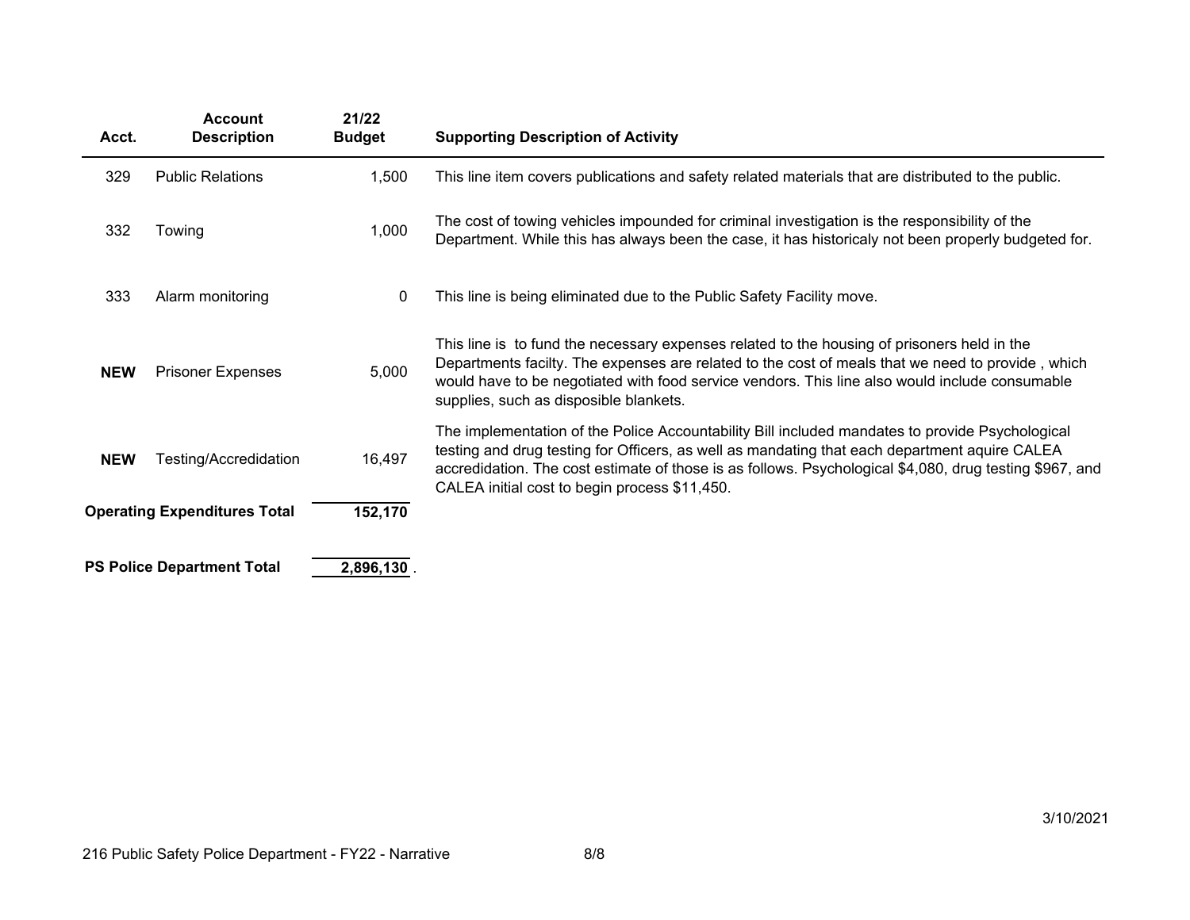| Acct. | Account Description | 21/22 Budget | Supporting Description of Activity |
|---|---|---|---|
| 329 | Public Relations | 1,500 | This line item covers publications and safety related materials that are distributed to the public. |
| 332 | Towing | 1,000 | The cost of towing vehicles impounded for criminal investigation is the responsibility of the Department. While this has always been the case, it has historicaly not been properly budgeted for. |
| 333 | Alarm monitoring | 0 | This line is being eliminated due to the Public Safety Facility move. |
| **NEW** | Prisoner Expenses | 5,000 | This line is to fund the necessary expenses related to the housing of prisoners held in the Departments facilty. The expenses are related to the cost of meals that we need to provide , which would have to be negotiated with food service vendors. This line also would include consumable supplies, such as disposible blankets. |
| **NEW** | Testing/Accredidation | 16,497 | The implementation of the Police Accountability Bill included mandates to provide Psychological testing and drug testing for Officers, as well as mandating that each department aquire CALEA accredidation. The cost estimate of those is as follows. Psychological $4,080, drug testing $967, and CALEA initial cost to begin process $11,450. |
| **Operating Expenditures Total** | | **152,170** | |
| **PS Police Department Total** | | **2,896,130** | |

3/10/2021